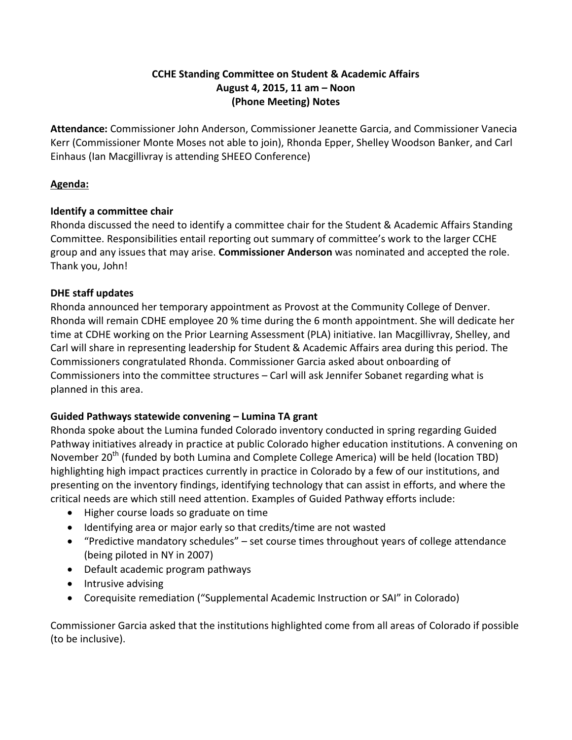**CCHE Standing Committee on Student & Academic Affairs**
**August 4, 2015, 11 am – Noon**
**(Phone Meeting) Notes**

**Attendance:** Commissioner John Anderson, Commissioner Jeanette Garcia, and Commissioner Vanecia Kerr (Commissioner Monte Moses not able to join), Rhonda Epper, Shelley Woodson Banker, and Carl Einhaus (Ian Macgillivray is attending SHEEO Conference)

## Agenda:

### Identify a committee chair

Rhonda discussed the need to identify a committee chair for the Student & Academic Affairs Standing Committee. Responsibilities entail reporting out summary of committee's work to the larger CCHE group and any issues that may arise. **Commissioner Anderson** was nominated and accepted the role. Thank you, John!

### DHE staff updates

Rhonda announced her temporary appointment as Provost at the Community College of Denver. Rhonda will remain CDHE employee 20 % time during the 6 month appointment. She will dedicate her time at CDHE working on the Prior Learning Assessment (PLA) initiative. Ian Macgillivray, Shelley, and Carl will share in representing leadership for Student & Academic Affairs area during this period. The Commissioners congratulated Rhonda. Commissioner Garcia asked about onboarding of Commissioners into the committee structures – Carl will ask Jennifer Sobanet regarding what is planned in this area.

### Guided Pathways statewide convening – Lumina TA grant

Rhonda spoke about the Lumina funded Colorado inventory conducted in spring regarding Guided Pathway initiatives already in practice at public Colorado higher education institutions. A convening on November 20th (funded by both Lumina and Complete College America) will be held (location TBD) highlighting high impact practices currently in practice in Colorado by a few of our institutions, and presenting on the inventory findings, identifying technology that can assist in efforts, and where the critical needs are which still need attention. Examples of Guided Pathway efforts include:

- Higher course loads so graduate on time
- Identifying area or major early so that credits/time are not wasted
- "Predictive mandatory schedules" – set course times throughout years of college attendance (being piloted in NY in 2007)
- Default academic program pathways
- Intrusive advising
- Corequisite remediation ("Supplemental Academic Instruction or SAI" in Colorado)

Commissioner Garcia asked that the institutions highlighted come from all areas of Colorado if possible (to be inclusive).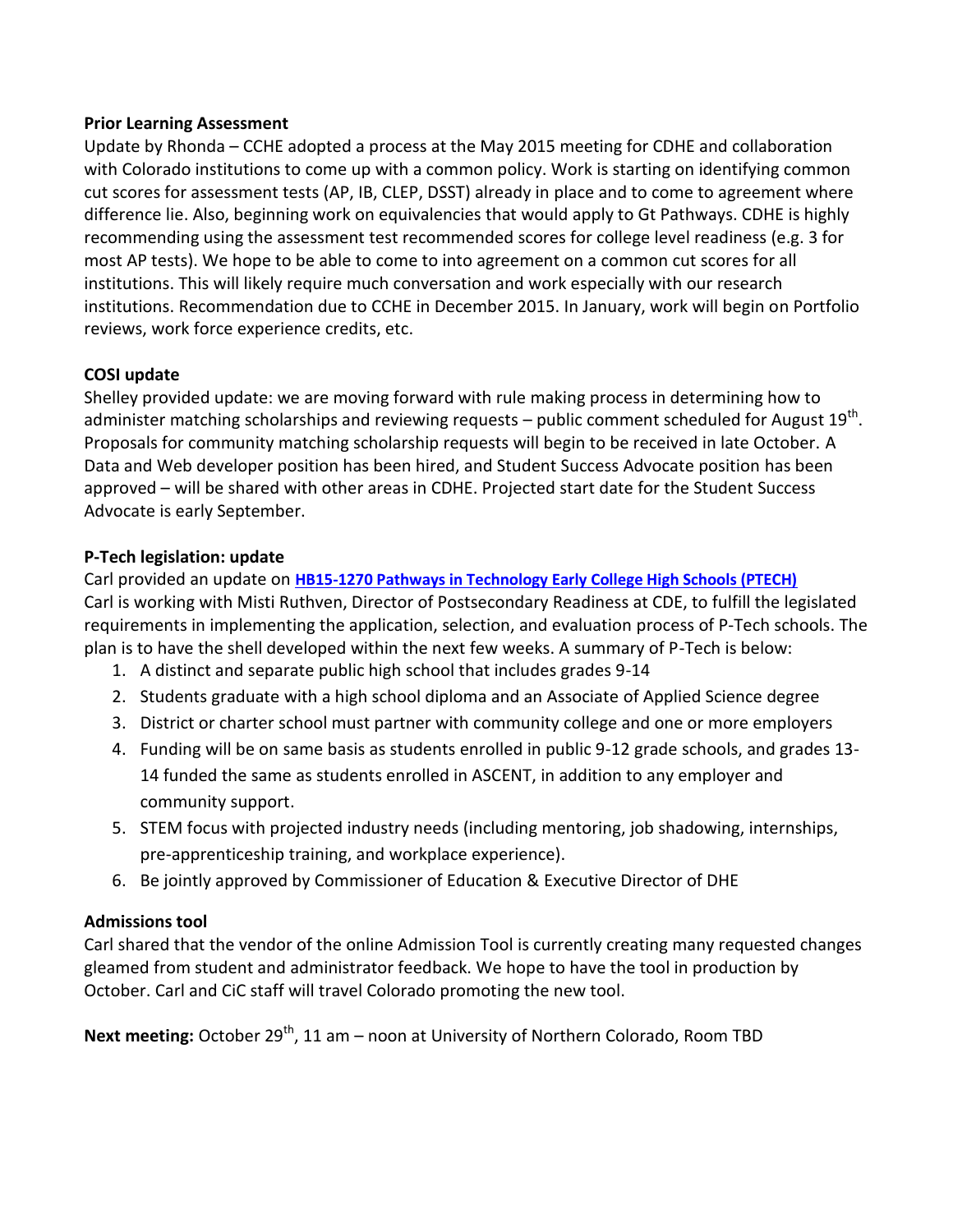**Prior Learning Assessment**

Update by Rhonda – CCHE adopted a process at the May 2015 meeting for CDHE and collaboration with Colorado institutions to come up with a common policy. Work is starting on identifying common cut scores for assessment tests (AP, IB, CLEP, DSST) already in place and to come to agreement where difference lie. Also, beginning work on equivalencies that would apply to Gt Pathways. CDHE is highly recommending using the assessment test recommended scores for college level readiness (e.g. 3 for most AP tests). We hope to be able to come to into agreement on a common cut scores for all institutions. This will likely require much conversation and work especially with our research institutions. Recommendation due to CCHE in December 2015. In January, work will begin on Portfolio reviews, work force experience credits, etc.

**COSI update**

Shelley provided update: we are moving forward with rule making process in determining how to administer matching scholarships and reviewing requests – public comment scheduled for August 19th. Proposals for community matching scholarship requests will begin to be received in late October. A Data and Web developer position has been hired, and Student Success Advocate position has been approved – will be shared with other areas in CDHE. Projected start date for the Student Success Advocate is early September.

**P-Tech legislation: update**

Carl provided an update on **HB15-1270 Pathways in Technology Early College High Schools (PTECH)**
Carl is working with Misti Ruthven, Director of Postsecondary Readiness at CDE, to fulfill the legislated requirements in implementing the application, selection, and evaluation process of P-Tech schools. The plan is to have the shell developed within the next few weeks. A summary of P-Tech is below:

1. A distinct and separate public high school that includes grades 9-14
2. Students graduate with a high school diploma and an Associate of Applied Science degree
3. District or charter school must partner with community college and one or more employers
4. Funding will be on same basis as students enrolled in public 9-12 grade schools, and grades 13-14 funded the same as students enrolled in ASCENT, in addition to any employer and community support.
5. STEM focus with projected industry needs (including mentoring, job shadowing, internships, pre-apprenticeship training, and workplace experience).
6. Be jointly approved by Commissioner of Education & Executive Director of DHE

**Admissions tool**

Carl shared that the vendor of the online Admission Tool is currently creating many requested changes gleamed from student and administrator feedback. We hope to have the tool in production by October. Carl and CiC staff will travel Colorado promoting the new tool.

**Next meeting:** October 29th, 11 am – noon at University of Northern Colorado, Room TBD